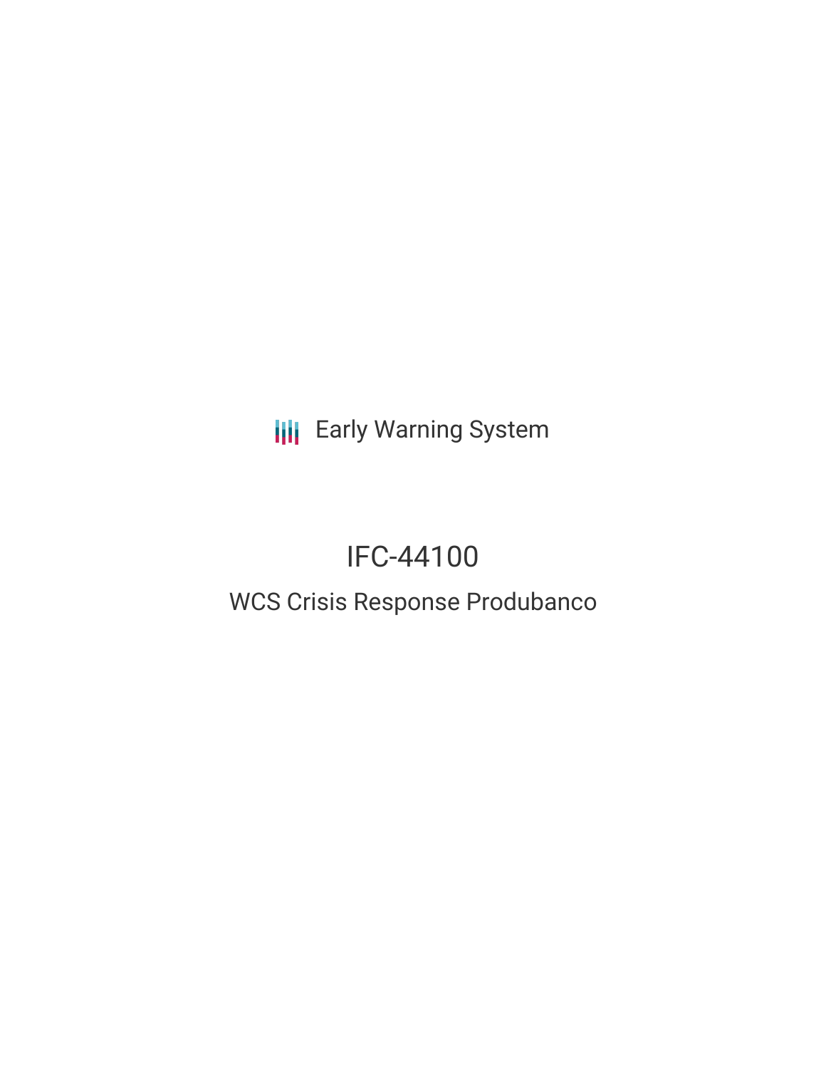Early Warning System

# IFC-44100

## WCS Crisis Response Produbanco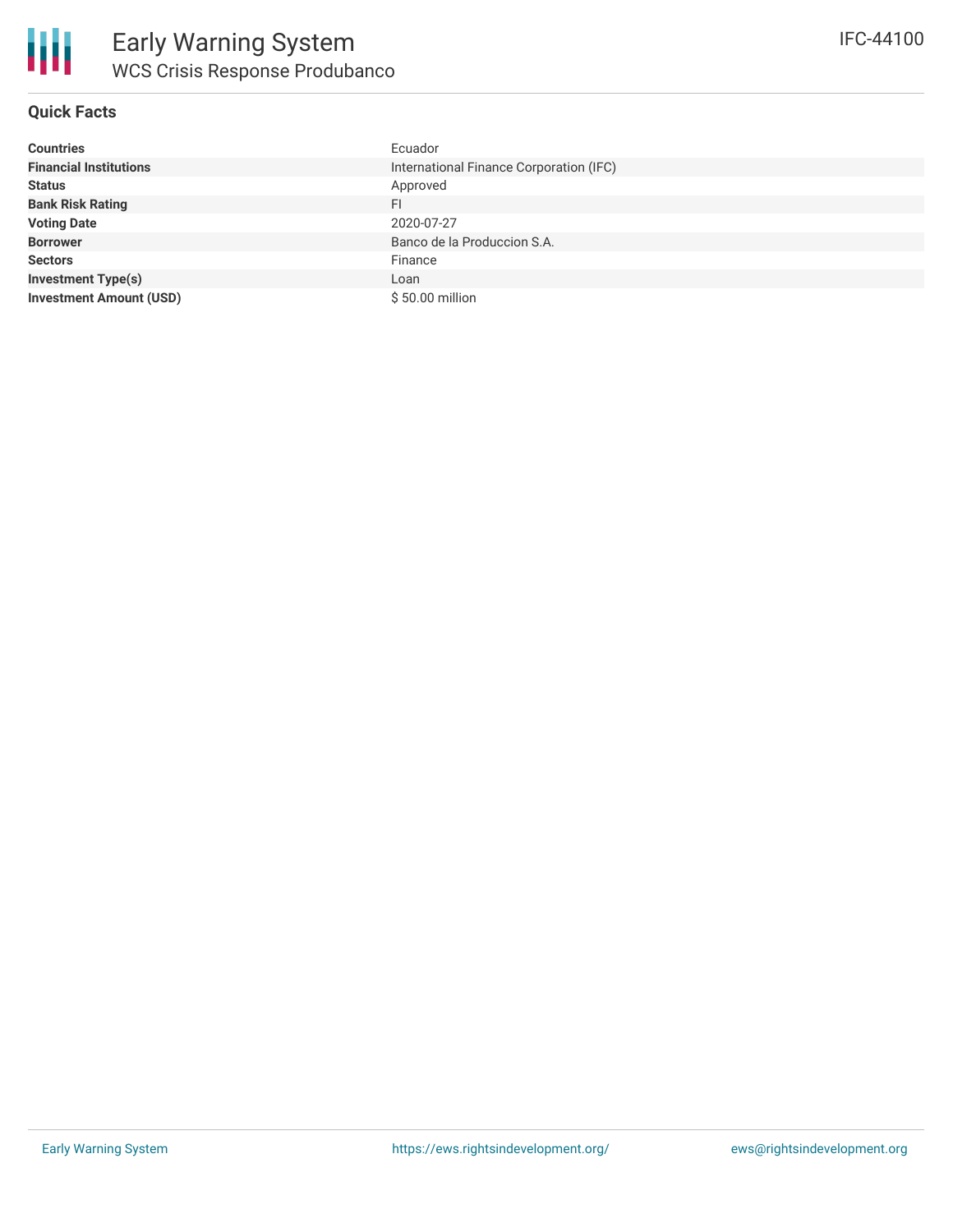# Early Warning System

## WCS Crisis Response Produbanco

IFC-44100

### Quick Facts

| | |
|---|---|
| **Countries** | Ecuador |
| **Financial Institutions** | International Finance Corporation (IFC) |
| **Status** | Approved |
| **Bank Risk Rating** | FI |
| **Voting Date** | 2020-07-27 |
| **Borrower** | Banco de la Produccion S.A. |
| **Sectors** | Finance |
| **Investment Type(s)** | Loan |
| **Investment Amount (USD)** | $ 50.00 million |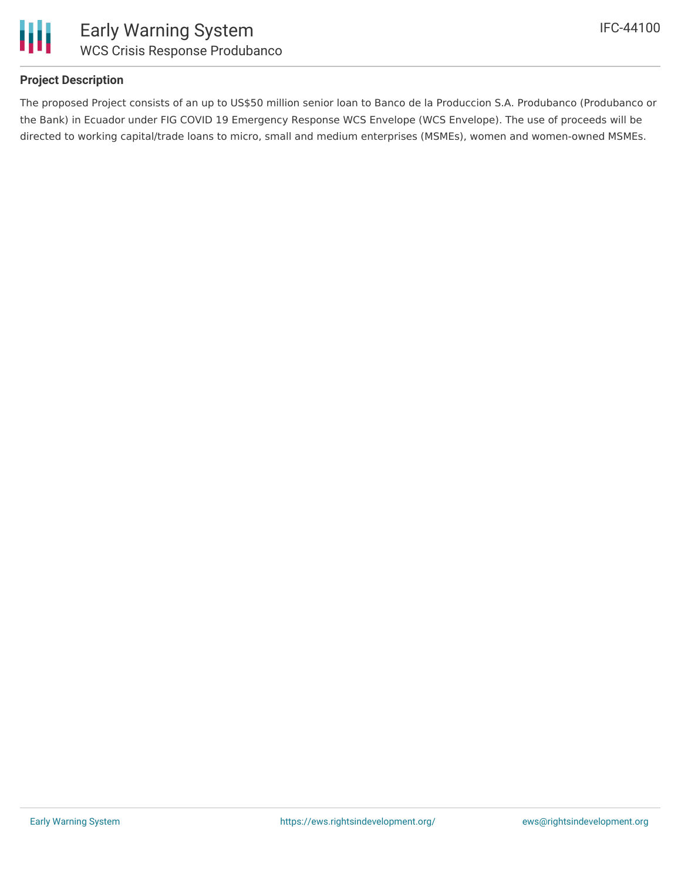## Project Description

The proposed Project consists of an up to US$50 million senior loan to Banco de la Produccion S.A. Produbanco (Produbanco or the Bank) in Ecuador under FIG COVID 19 Emergency Response WCS Envelope (WCS Envelope). The use of proceeds will be directed to working capital/trade loans to micro, small and medium enterprises (MSMEs), women and women-owned MSMEs.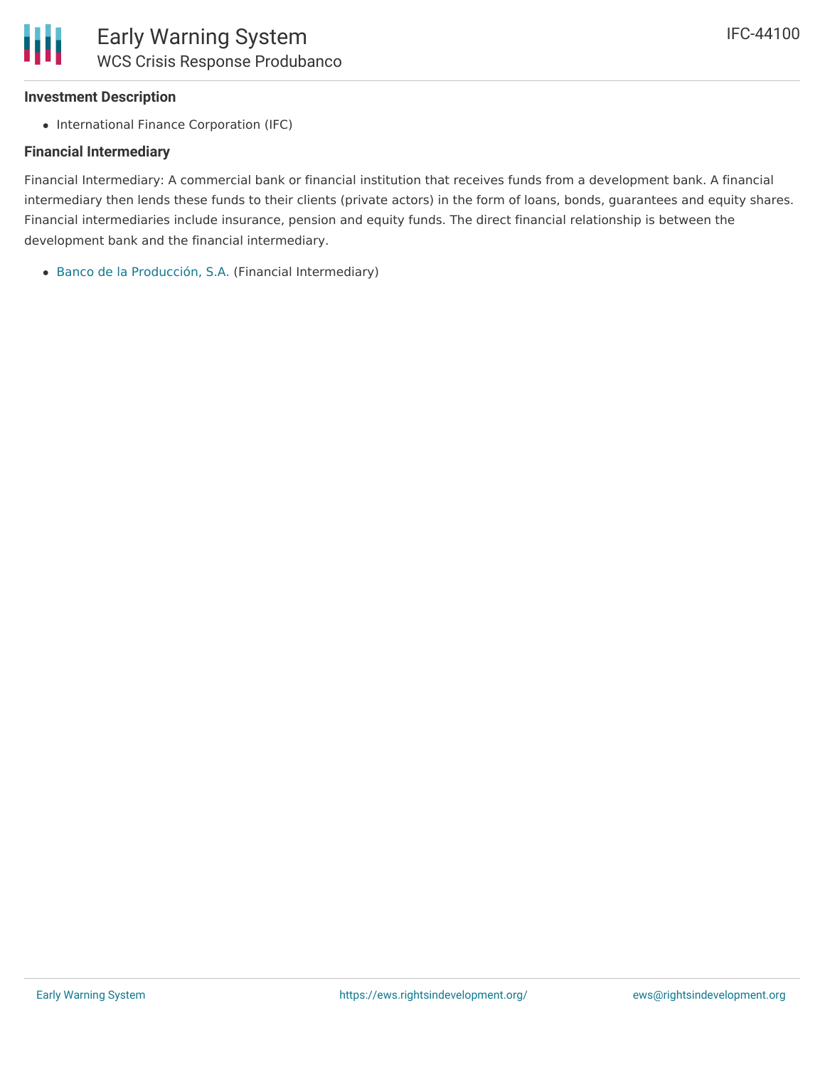**Investment Description**

- International Finance Corporation (IFC)

**Financial Intermediary**

Financial Intermediary: A commercial bank or financial institution that receives funds from a development bank. A financial intermediary then lends these funds to their clients (private actors) in the form of loans, bonds, guarantees and equity shares. Financial intermediaries include insurance, pension and equity funds. The direct financial relationship is between the development bank and the financial intermediary.

- Banco de la Producción, S.A. (Financial Intermediary)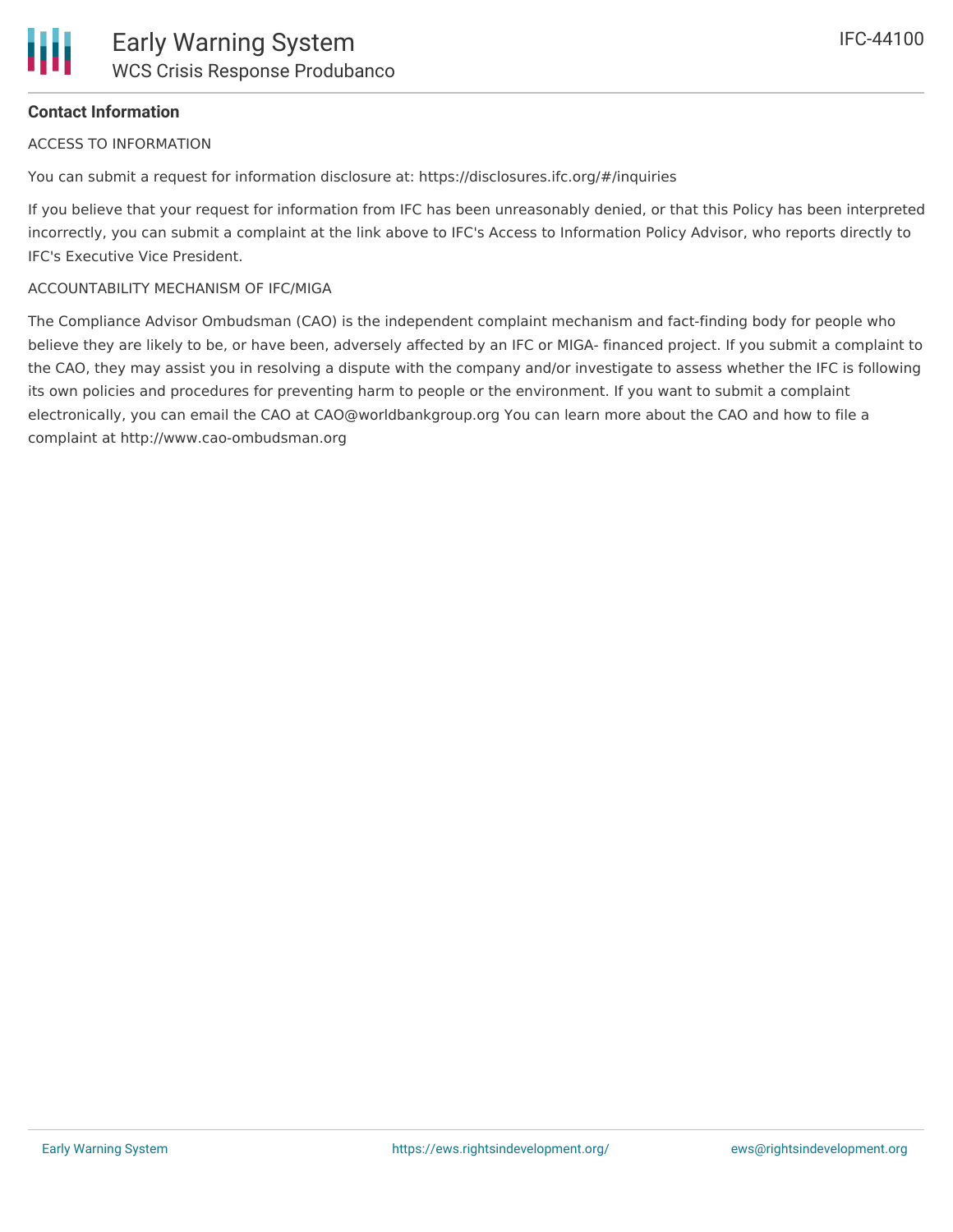**Contact Information**

ACCESS TO INFORMATION

You can submit a request for information disclosure at: https://disclosures.ifc.org/#/inquiries

If you believe that your request for information from IFC has been unreasonably denied, or that this Policy has been interpreted incorrectly, you can submit a complaint at the link above to IFC's Access to Information Policy Advisor, who reports directly to IFC's Executive Vice President.

ACCOUNTABILITY MECHANISM OF IFC/MIGA

The Compliance Advisor Ombudsman (CAO) is the independent complaint mechanism and fact-finding body for people who believe they are likely to be, or have been, adversely affected by an IFC or MIGA- financed project. If you submit a complaint to the CAO, they may assist you in resolving a dispute with the company and/or investigate to assess whether the IFC is following its own policies and procedures for preventing harm to people or the environment. If you want to submit a complaint electronically, you can email the CAO at CAO@worldbankgroup.org You can learn more about the CAO and how to file a complaint at http://www.cao-ombudsman.org